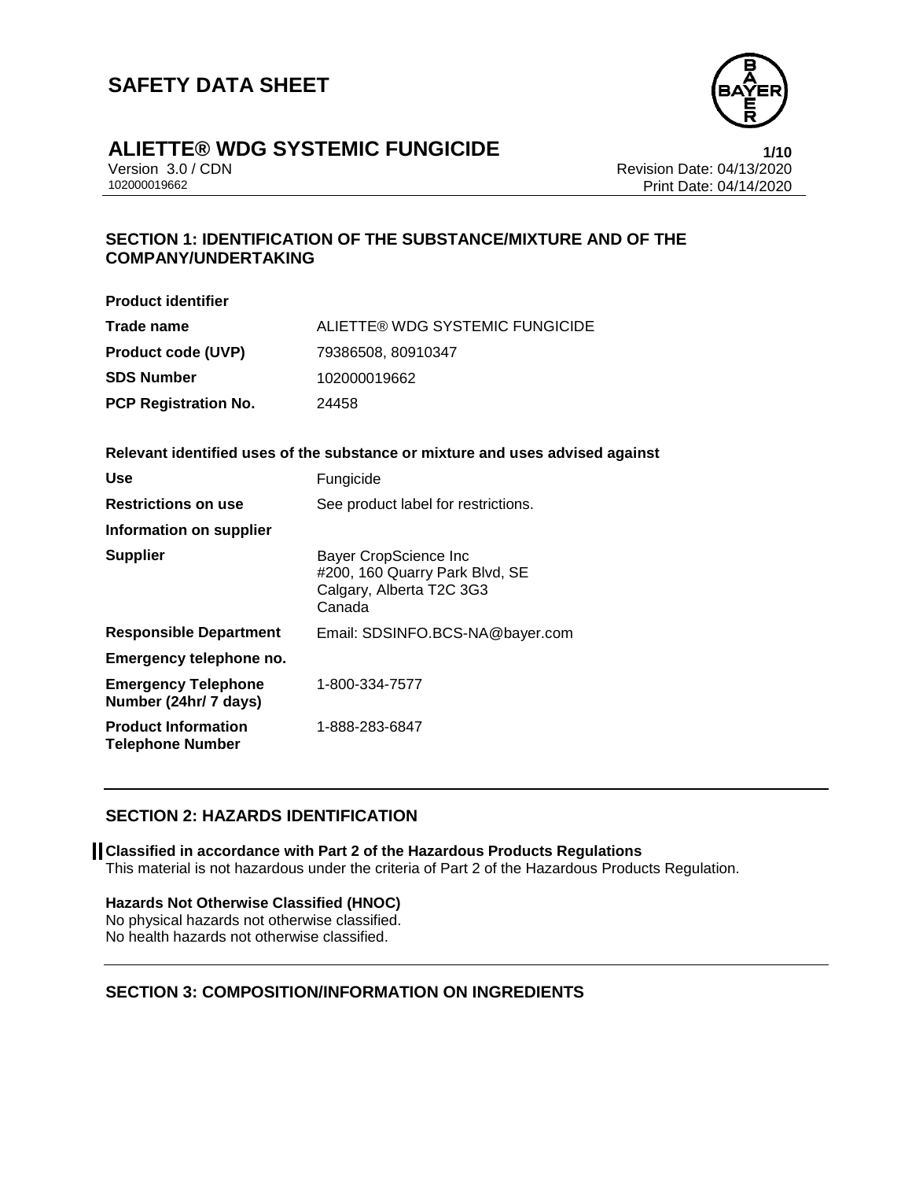# SAFETY DATA SHEET

## ALIETTE® WDG SYSTEMIC FUNGICIDE

Version 3.0 / CDN
102000019662

Revision Date: 04/13/2020
Print Date: 04/14/2020

## SECTION 1: IDENTIFICATION OF THE SUBSTANCE/MIXTURE AND OF THE COMPANY/UNDERTAKING

**Product identifier**

| | |
|---|---|
| **Trade name** | ALIETTE® WDG SYSTEMIC FUNGICIDE |
| **Product code (UVP)** | 79386508, 80910347 |
| **SDS Number** | 102000019662 |
| **PCP Registration No.** | 24458 |

**Relevant identified uses of the substance or mixture and uses advised against**

| | |
|---|---|
| **Use** | Fungicide |
| **Restrictions on use** | See product label for restrictions. |
| **Information on supplier** | |
| **Supplier** | Bayer CropScience Inc<br>#200, 160 Quarry Park Blvd, SE<br>Calgary, Alberta T2C 3G3<br>Canada |
| **Responsible Department** | Email: SDSINFO.BCS-NA@bayer.com |
| **Emergency telephone no.** | |
| **Emergency Telephone Number (24hr/ 7 days)** | 1-800-334-7577 |
| **Product Information Telephone Number** | 1-888-283-6847 |

## SECTION 2: HAZARDS IDENTIFICATION

**Classified in accordance with Part 2 of the Hazardous Products Regulations**
This material is not hazardous under the criteria of Part 2 of the Hazardous Products Regulation.

**Hazards Not Otherwise Classified (HNOC)**
No physical hazards not otherwise classified.
No health hazards not otherwise classified.

## SECTION 3: COMPOSITION/INFORMATION ON INGREDIENTS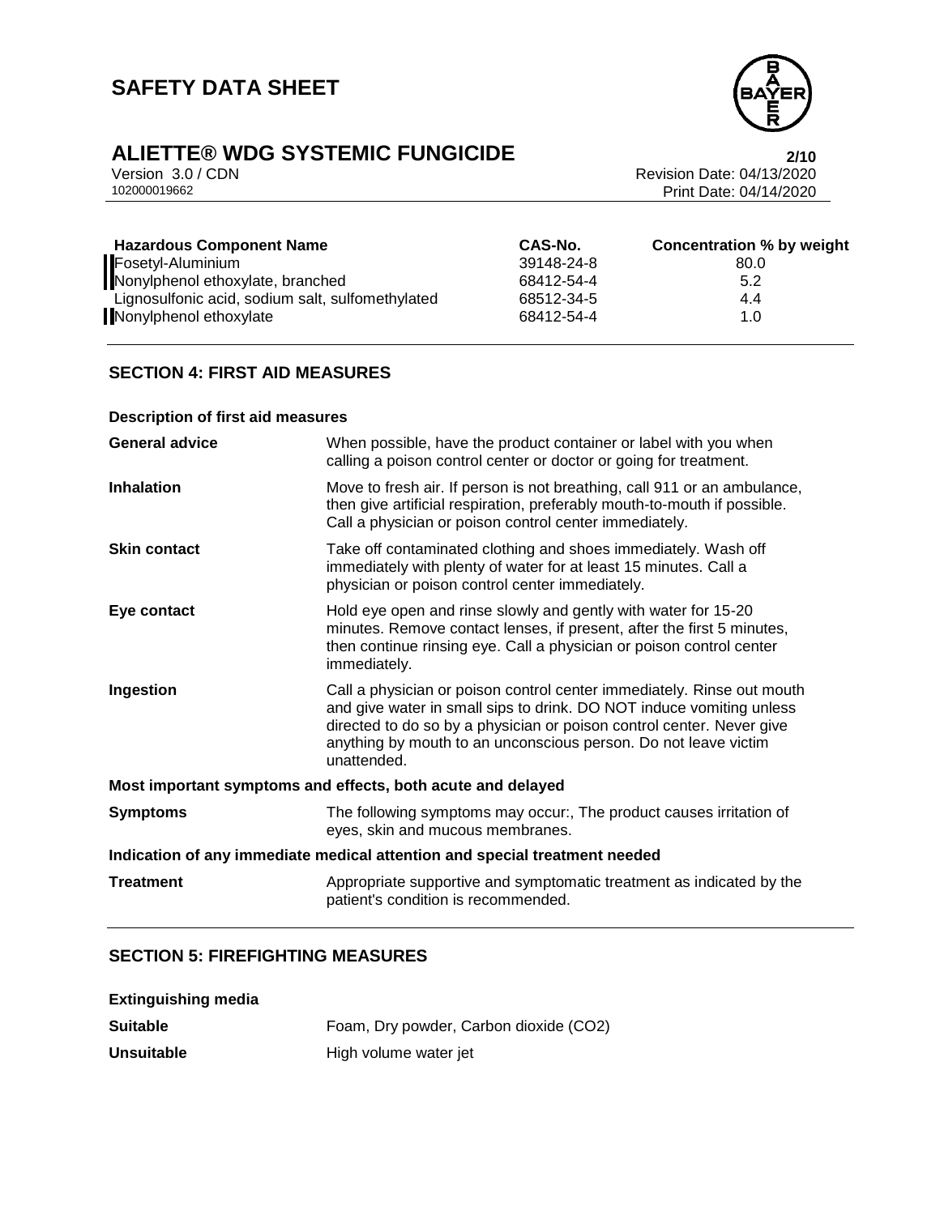| Hazardous Component Name | CAS-No. | Concentration % by weight |
| --- | --- | --- |
| Fosetyl-Aluminium | 39148-24-8 | 80.0 |
| Nonylphenol ethoxylate, branched | 68412-54-4 | 5.2 |
| Lignosulfonic acid, sodium salt, sulfomethylated | 68512-34-5 | 4.4 |
| Nonylphenol ethoxylate | 68412-54-4 | 1.0 |

## SECTION 4: FIRST AID MEASURES

**Description of first aid measures**

**General advice** When possible, have the product container or label with you when calling a poison control center or doctor or going for treatment.

**Inhalation** Move to fresh air. If person is not breathing, call 911 or an ambulance, then give artificial respiration, preferably mouth-to-mouth if possible. Call a physician or poison control center immediately.

**Skin contact** Take off contaminated clothing and shoes immediately. Wash off immediately with plenty of water for at least 15 minutes. Call a physician or poison control center immediately.

**Eye contact** Hold eye open and rinse slowly and gently with water for 15-20 minutes. Remove contact lenses, if present, after the first 5 minutes, then continue rinsing eye. Call a physician or poison control center immediately.

**Ingestion** Call a physician or poison control center immediately. Rinse out mouth and give water in small sips to drink. DO NOT induce vomiting unless directed to do so by a physician or poison control center. Never give anything by mouth to an unconscious person. Do not leave victim unattended.

**Most important symptoms and effects, both acute and delayed**

**Symptoms** The following symptoms may occur:, The product causes irritation of eyes, skin and mucous membranes.

**Indication of any immediate medical attention and special treatment needed**

**Treatment** Appropriate supportive and symptomatic treatment as indicated by the patient's condition is recommended.

## SECTION 5: FIREFIGHTING MEASURES

**Extinguishing media**

**Suitable** Foam, Dry powder, Carbon dioxide ($CO_2$)

**Unsuitable** High volume water jet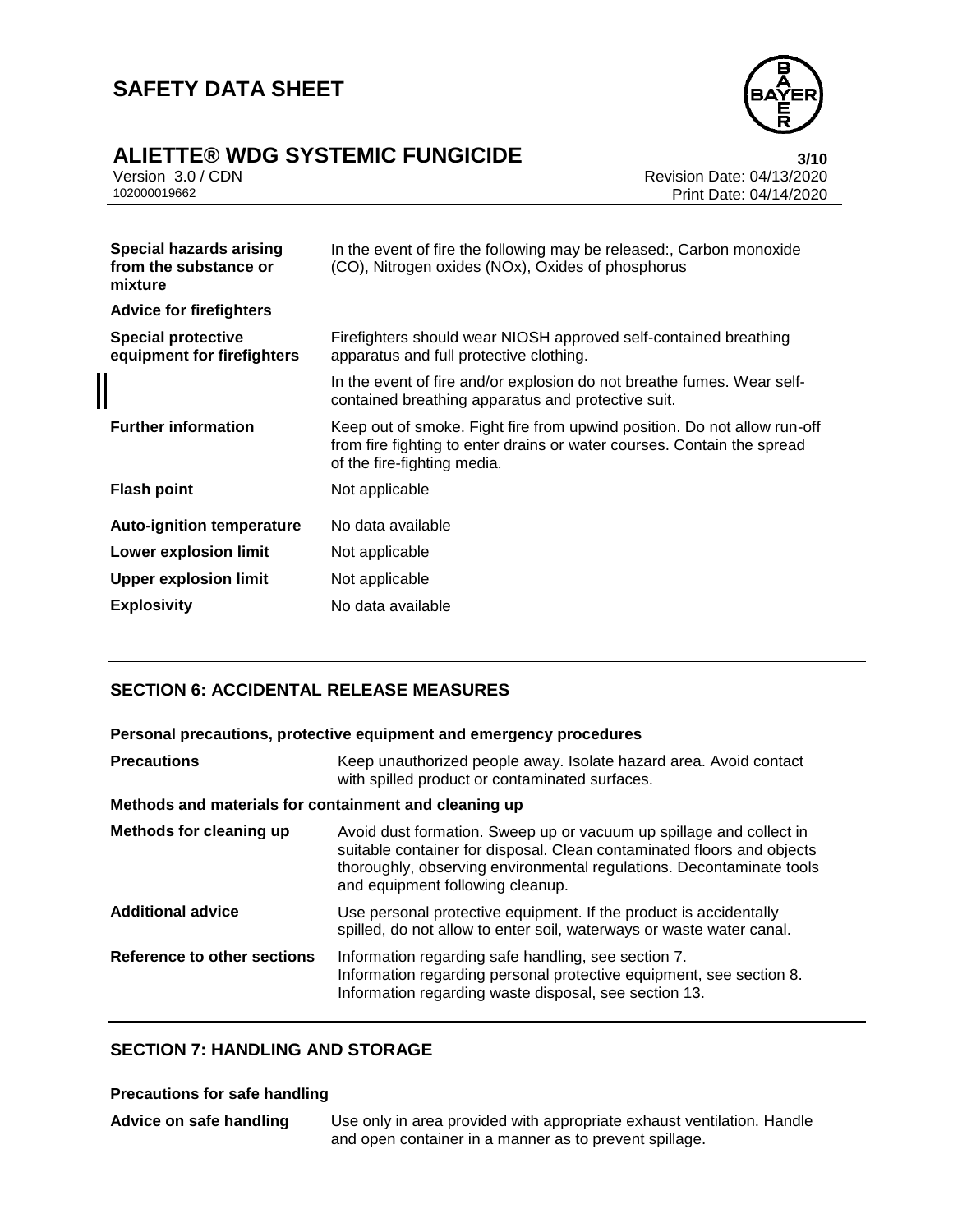| | |
|---|---|
| **Special hazards arising from the substance or mixture** | In the event of fire the following may be released:, Carbon monoxide (CO), Nitrogen oxides (NOx), Oxides of phosphorus |
| **Advice for firefighters** | |
| **Special protective equipment for firefighters** | Firefighters should wear NIOSH approved self-contained breathing apparatus and full protective clothing. |
| | In the event of fire and/or explosion do not breathe fumes. Wear self-contained breathing apparatus and protective suit. |
| **Further information** | Keep out of smoke. Fight fire from upwind position. Do not allow run-off from fire fighting to enter drains or water courses. Contain the spread of the fire-fighting media. |
| **Flash point** | Not applicable |
| **Auto-ignition temperature** | No data available |
| **Lower explosion limit** | Not applicable |
| **Upper explosion limit** | Not applicable |
| **Explosivity** | No data available |

## SECTION 6: ACCIDENTAL RELEASE MEASURES

**Personal precautions, protective equipment and emergency procedures**

| | |
|---|---|
| **Precautions** | Keep unauthorized people away. Isolate hazard area. Avoid contact with spilled product or contaminated surfaces. |

**Methods and materials for containment and cleaning up**

| | |
|---|---|
| **Methods for cleaning up** | Avoid dust formation. Sweep up or vacuum up spillage and collect in suitable container for disposal. Clean contaminated floors and objects thoroughly, observing environmental regulations. Decontaminate tools and equipment following cleanup. |
| **Additional advice** | Use personal protective equipment. If the product is accidentally spilled, do not allow to enter soil, waterways or waste water canal. |
| **Reference to other sections** | Information regarding safe handling, see section 7.<br>Information regarding personal protective equipment, see section 8.<br>Information regarding waste disposal, see section 13. |

## SECTION 7: HANDLING AND STORAGE

**Precautions for safe handling**

| | |
|---|---|
| **Advice on safe handling** | Use only in area provided with appropriate exhaust ventilation. Handle and open container in a manner as to prevent spillage. |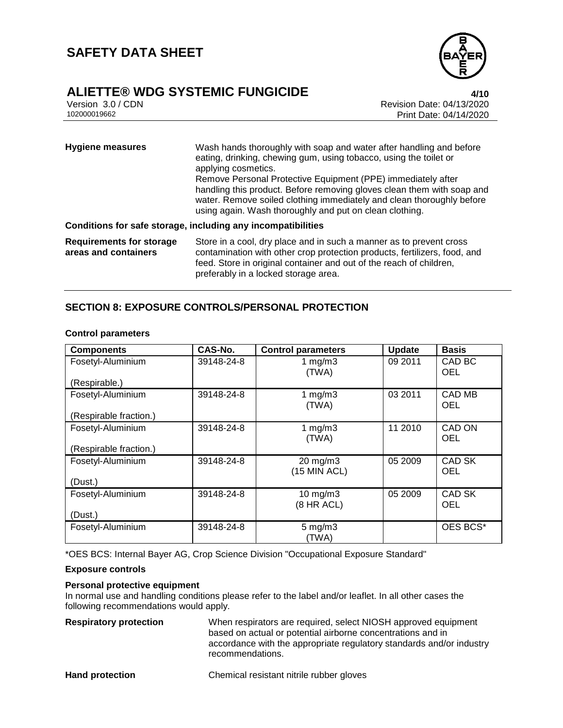**Hygiene measures** Wash hands thoroughly with soap and water after handling and before eating, drinking, chewing gum, using tobacco, using the toilet or applying cosmetics.
Remove Personal Protective Equipment (PPE) immediately after handling this product. Before removing gloves clean them with soap and water. Remove soiled clothing immediately and clean thoroughly before using again. Wash thoroughly and put on clean clothing.

**Conditions for safe storage, including any incompatibilities**

**Requirements for storage areas and containers** Store in a cool, dry place and in such a manner as to prevent cross contamination with other crop protection products, fertilizers, food, and feed. Store in original container and out of the reach of children, preferably in a locked storage area.

## SECTION 8: EXPOSURE CONTROLS/PERSONAL PROTECTION

**Control parameters**

| Components | CAS-No. | Control parameters | Update | Basis |
|---|---|---|---|---|
| Fosetyl-Aluminium (Respirable.) | 39148-24-8 | 1 mg/m3 (TWA) | 09 2011 | CAD BC OEL |
| Fosetyl-Aluminium (Respirable fraction.) | 39148-24-8 | 1 mg/m3 (TWA) | 03 2011 | CAD MB OEL |
| Fosetyl-Aluminium (Respirable fraction.) | 39148-24-8 | 1 mg/m3 (TWA) | 11 2010 | CAD ON OEL |
| Fosetyl-Aluminium (Dust.) | 39148-24-8 | 20 mg/m3 (15 MIN ACL) | 05 2009 | CAD SK OEL |
| Fosetyl-Aluminium (Dust.) | 39148-24-8 | 10 mg/m3 (8 HR ACL) | 05 2009 | CAD SK OEL |
| Fosetyl-Aluminium | 39148-24-8 | 5 mg/m3 (TWA) | | OES BCS* |

*OES BCS: Internal Bayer AG, Crop Science Division "Occupational Exposure Standard"

**Exposure controls**

**Personal protective equipment**

In normal use and handling conditions please refer to the label and/or leaflet. In all other cases the following recommendations would apply.

**Respiratory protection** When respirators are required, select NIOSH approved equipment based on actual or potential airborne concentrations and in accordance with the appropriate regulatory standards and/or industry recommendations.

**Hand protection** Chemical resistant nitrile rubber gloves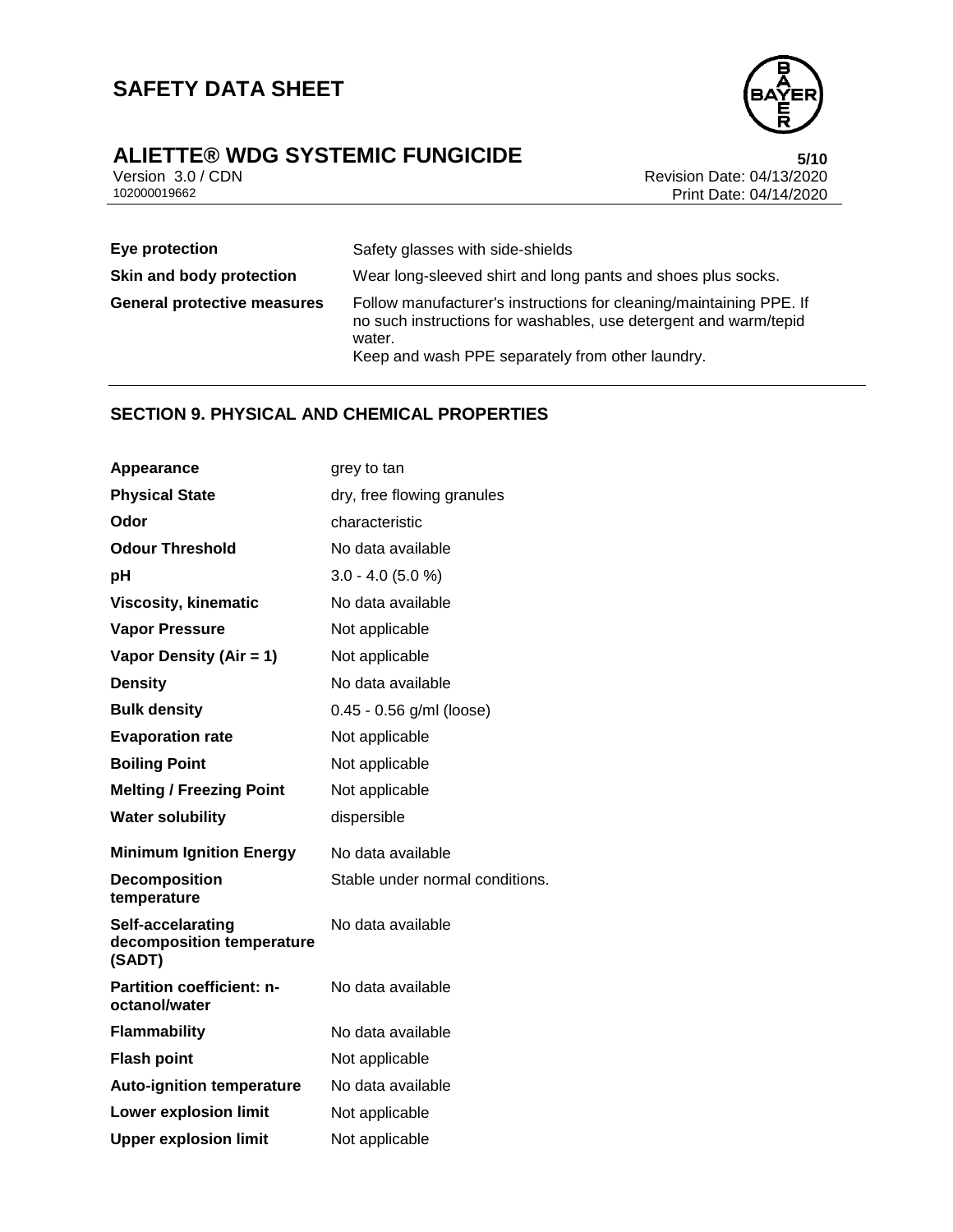| | |
|---|---|
| **Eye protection** | Safety glasses with side-shields |
| **Skin and body protection** | Wear long-sleeved shirt and long pants and shoes plus socks. |
| **General protective measures** | Follow manufacturer's instructions for cleaning/maintaining PPE. If no such instructions for washables, use detergent and warm/tepid water.<br>Keep and wash PPE separately from other laundry. |

## SECTION 9. PHYSICAL AND CHEMICAL PROPERTIES

| | |
|---|---|
| **Appearance** | grey to tan |
| **Physical State** | dry, free flowing granules |
| **Odor** | characteristic |
| **Odour Threshold** | No data available |
| **pH** | 3.0 - 4.0 (5.0 %) |
| **Viscosity, kinematic** | No data available |
| **Vapor Pressure** | Not applicable |
| **Vapor Density (Air = 1)** | Not applicable |
| **Density** | No data available |
| **Bulk density** | 0.45 - 0.56 g/ml (loose) |
| **Evaporation rate** | Not applicable |
| **Boiling Point** | Not applicable |
| **Melting / Freezing Point** | Not applicable |
| **Water solubility** | dispersible |
| **Minimum Ignition Energy** | No data available |
| **Decomposition temperature** | Stable under normal conditions. |
| **Self-accelarating decomposition temperature (SADT)** | No data available |
| **Partition coefficient: n-octanol/water** | No data available |
| **Flammability** | No data available |
| **Flash point** | Not applicable |
| **Auto-ignition temperature** | No data available |
| **Lower explosion limit** | Not applicable |
| **Upper explosion limit** | Not applicable |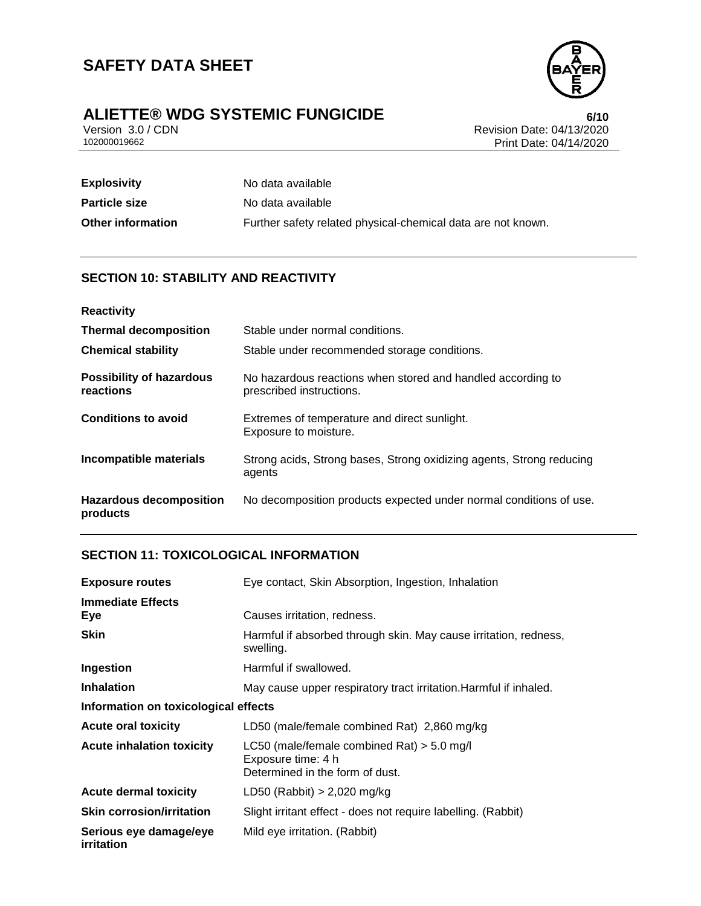| | |
|---|---|
| **Explosivity** | No data available |
| **Particle size** | No data available |
| **Other information** | Further safety related physical-chemical data are not known. |

## SECTION 10: STABILITY AND REACTIVITY

| | |
|---|---|
| **Reactivity** | |
| **Thermal decomposition** | Stable under normal conditions. |
| **Chemical stability** | Stable under recommended storage conditions. |
| **Possibility of hazardous reactions** | No hazardous reactions when stored and handled according to prescribed instructions. |
| **Conditions to avoid** | Extremes of temperature and direct sunlight.<br>Exposure to moisture. |
| **Incompatible materials** | Strong acids, Strong bases, Strong oxidizing agents, Strong reducing agents |
| **Hazardous decomposition products** | No decomposition products expected under normal conditions of use. |

## SECTION 11: TOXICOLOGICAL INFORMATION

| | |
|---|---|
| **Exposure routes** | Eye contact, Skin Absorption, Ingestion, Inhalation |
| **Immediate Effects** | |
| **Eye** | Causes irritation, redness. |
| **Skin** | Harmful if absorbed through skin. May cause irritation, redness, swelling. |
| **Ingestion** | Harmful if swallowed. |
| **Inhalation** | May cause upper respiratory tract irritation.Harmful if inhaled. |
| **Information on toxicological effects** | |
| **Acute oral toxicity** | LD50 (male/female combined Rat) 2,860 mg/kg |
| **Acute inhalation toxicity** | LC50 (male/female combined Rat) > 5.0 mg/l<br>Exposure time: 4 h<br>Determined in the form of dust. |
| **Acute dermal toxicity** | LD50 (Rabbit) > 2,020 mg/kg |
| **Skin corrosion/irritation** | Slight irritant effect - does not require labelling. (Rabbit) |
| **Serious eye damage/eye irritation** | Mild eye irritation. (Rabbit) |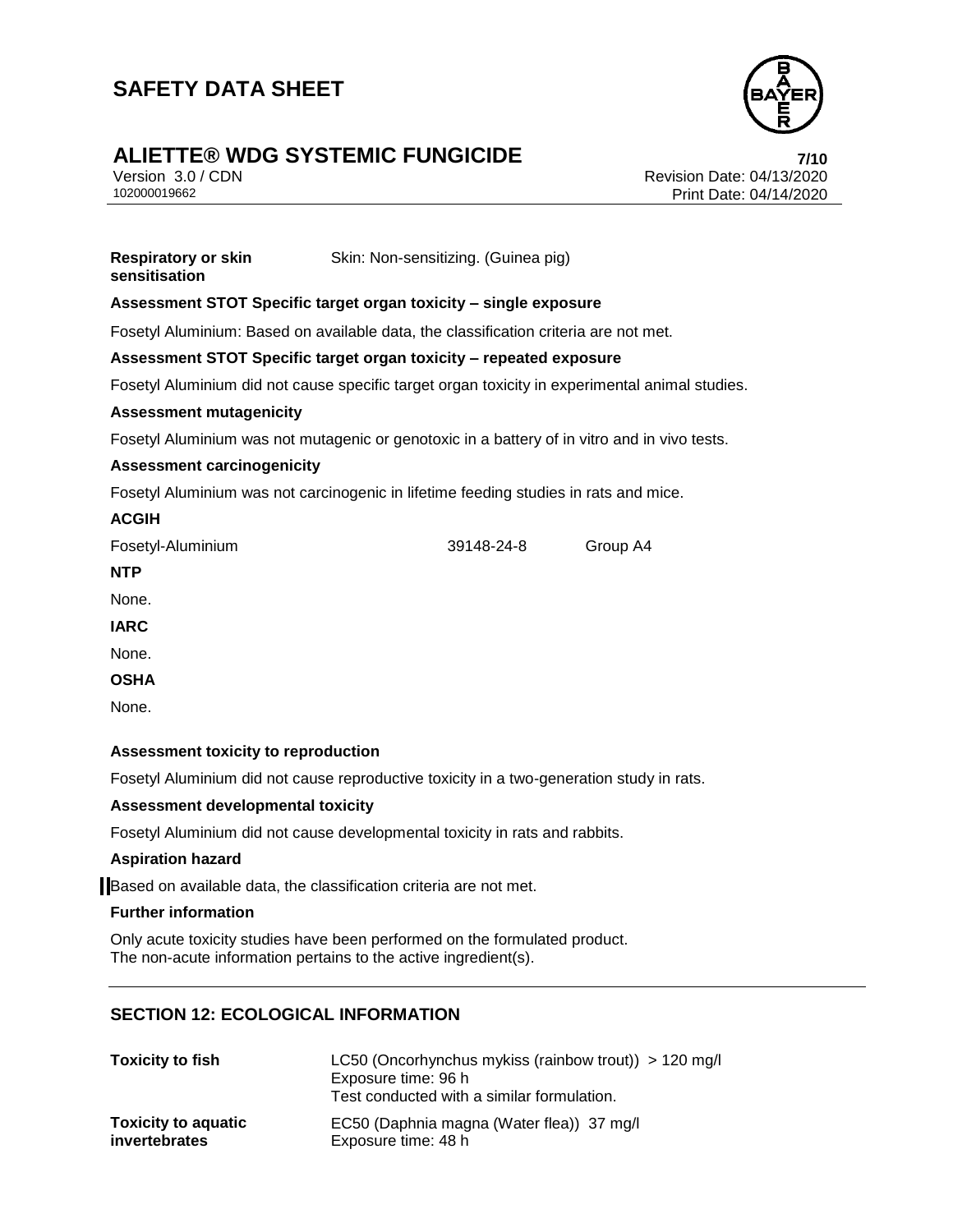**Respiratory or skin sensitisation** Skin: Non-sensitizing. (Guinea pig)

**Assessment STOT Specific target organ toxicity – single exposure**

Fosetyl Aluminium: Based on available data, the classification criteria are not met.

**Assessment STOT Specific target organ toxicity – repeated exposure**

Fosetyl Aluminium did not cause specific target organ toxicity in experimental animal studies.

**Assessment mutagenicity**

Fosetyl Aluminium was not mutagenic or genotoxic in a battery of in vitro and in vivo tests.

**Assessment carcinogenicity**

Fosetyl Aluminium was not carcinogenic in lifetime feeding studies in rats and mice.

**ACGIH**

| | | |
|---|---|---|
| Fosetyl-Aluminium | 39148-24-8 | Group A4 |

**NTP**

None.

**IARC**

None.

**OSHA**

None.

**Assessment toxicity to reproduction**

Fosetyl Aluminium did not cause reproductive toxicity in a two-generation study in rats.

**Assessment developmental toxicity**

Fosetyl Aluminium did not cause developmental toxicity in rats and rabbits.

**Aspiration hazard**

Based on available data, the classification criteria are not met.

**Further information**

Only acute toxicity studies have been performed on the formulated product.
The non-acute information pertains to the active ingredient(s).

## SECTION 12: ECOLOGICAL INFORMATION

| | |
|---|---|
| **Toxicity to fish** | LC50 (Oncorhynchus mykiss (rainbow trout)) > 120 mg/l<br>Exposure time: 96 h<br>Test conducted with a similar formulation. |
| **Toxicity to aquatic invertebrates** | EC50 (Daphnia magna (Water flea)) 37 mg/l<br>Exposure time: 48 h |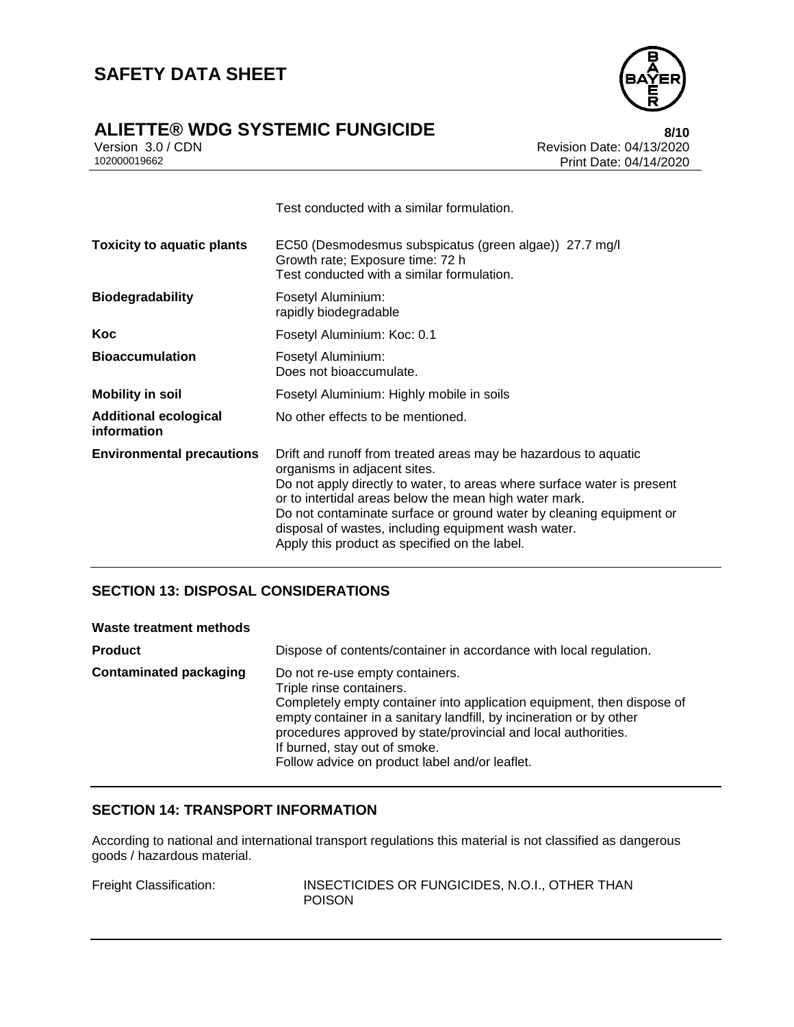Test conducted with a similar formulation.

| | |
|---|---|
| **Toxicity to aquatic plants** | EC50 (Desmodesmus subspicatus (green algae)) 27.7 mg/l<br>Growth rate; Exposure time: 72 h<br>Test conducted with a similar formulation. |
| **Biodegradability** | Fosetyl Aluminium:<br>rapidly biodegradable |
| **Koc** | Fosetyl Aluminium: Koc: 0.1 |
| **Bioaccumulation** | Fosetyl Aluminium:<br>Does not bioaccumulate. |
| **Mobility in soil** | Fosetyl Aluminium: Highly mobile in soils |
| **Additional ecological information** | No other effects to be mentioned. |
| **Environmental precautions** | Drift and runoff from treated areas may be hazardous to aquatic organisms in adjacent sites.<br>Do not apply directly to water, to areas where surface water is present or to intertidal areas below the mean high water mark.<br>Do not contaminate surface or ground water by cleaning equipment or disposal of wastes, including equipment wash water.<br>Apply this product as specified on the label. |

## SECTION 13: DISPOSAL CONSIDERATIONS

**Waste treatment methods**

| | |
|---|---|
| **Product** | Dispose of contents/container in accordance with local regulation. |
| **Contaminated packaging** | Do not re-use empty containers.<br>Triple rinse containers.<br>Completely empty container into application equipment, then dispose of empty container in a sanitary landfill, by incineration or by other procedures approved by state/provincial and local authorities.<br>If burned, stay out of smoke.<br>Follow advice on product label and/or leaflet. |

## SECTION 14: TRANSPORT INFORMATION

According to national and international transport regulations this material is not classified as dangerous goods / hazardous material.

Freight Classification: INSECTICIDES OR FUNGICIDES, N.O.I., OTHER THAN POISON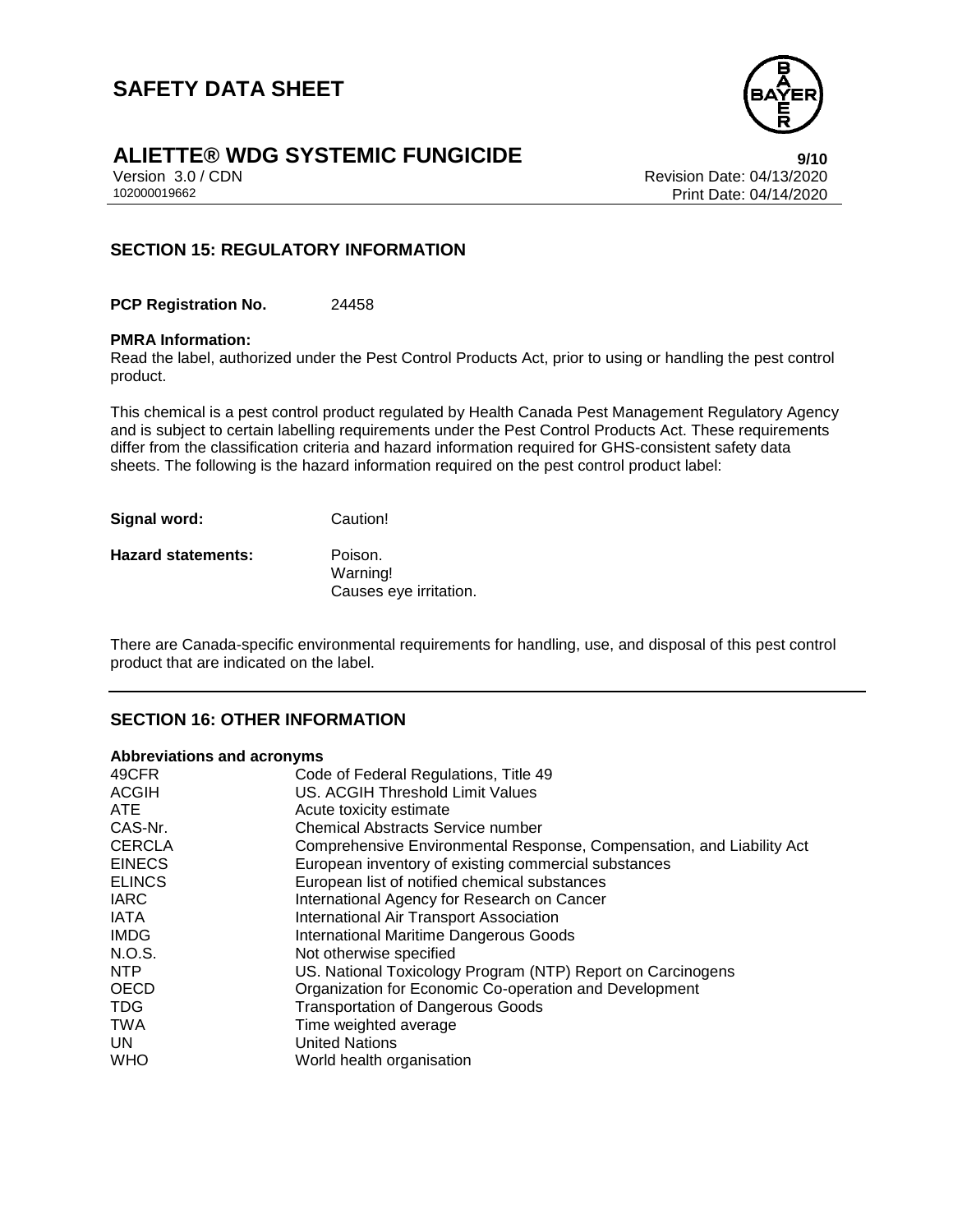## SECTION 15: REGULATORY INFORMATION

**PCP Registration No.** 24458

**PMRA Information:**

Read the label, authorized under the Pest Control Products Act, prior to using or handling the pest control product.

This chemical is a pest control product regulated by Health Canada Pest Management Regulatory Agency and is subject to certain labelling requirements under the Pest Control Products Act. These requirements differ from the classification criteria and hazard information required for GHS-consistent safety data sheets. The following is the hazard information required on the pest control product label:

**Signal word:** Caution!

**Hazard statements:** Poison.
Warning!
Causes eye irritation.

There are Canada-specific environmental requirements for handling, use, and disposal of this pest control product that are indicated on the label.

## SECTION 16: OTHER INFORMATION

**Abbreviations and acronyms**

| | |
|---|---|
| 49CFR | Code of Federal Regulations, Title 49 |
| ACGIH | US. ACGIH Threshold Limit Values |
| ATE | Acute toxicity estimate |
| CAS-Nr. | Chemical Abstracts Service number |
| CERCLA | Comprehensive Environmental Response, Compensation, and Liability Act |
| EINECS | European inventory of existing commercial substances |
| ELINCS | European list of notified chemical substances |
| IARC | International Agency for Research on Cancer |
| IATA | International Air Transport Association |
| IMDG | International Maritime Dangerous Goods |
| N.O.S. | Not otherwise specified |
| NTP | US. National Toxicology Program (NTP) Report on Carcinogens |
| OECD | Organization for Economic Co-operation and Development |
| TDG | Transportation of Dangerous Goods |
| TWA | Time weighted average |
| UN | United Nations |
| WHO | World health organisation |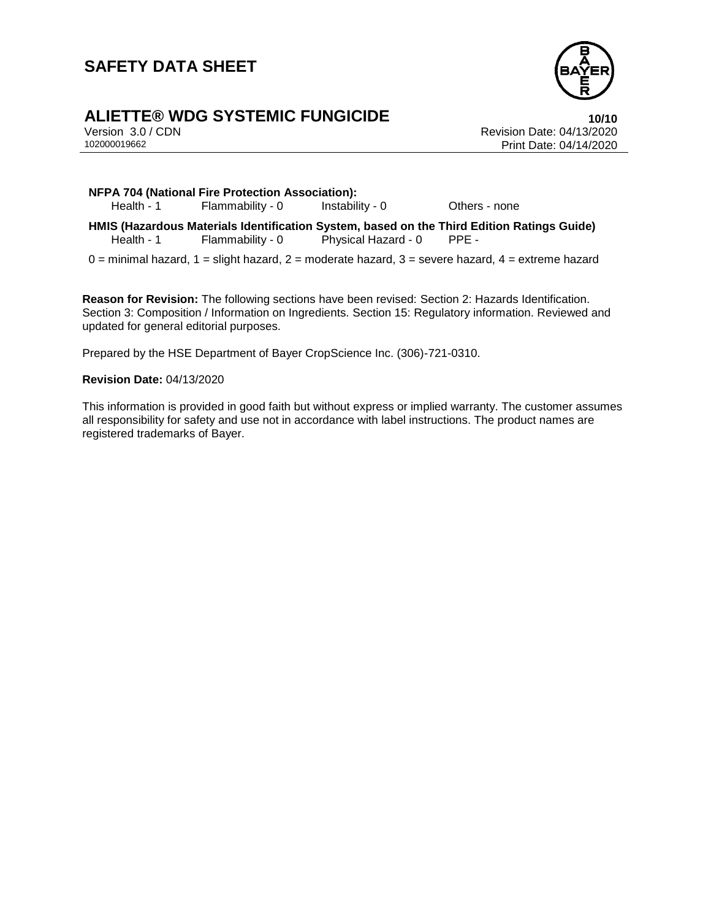**NFPA 704 (National Fire Protection Association):**

| | | | |
|---|---|---|---|
| Health - 1 | Flammability - 0 | Instability - 0 | Others - none |

**HMIS (Hazardous Materials Identification System, based on the Third Edition Ratings Guide)**

| | | | |
|---|---|---|---|
| Health - 1 | Flammability - 0 | Physical Hazard - 0 | PPE - |

0 = minimal hazard, 1 = slight hazard, 2 = moderate hazard, 3 = severe hazard, 4 = extreme hazard

**Reason for Revision:** The following sections have been revised: Section 2: Hazards Identification. Section 3: Composition / Information on Ingredients. Section 15: Regulatory information. Reviewed and updated for general editorial purposes.

Prepared by the HSE Department of Bayer CropScience Inc. (306)-721-0310.

**Revision Date:** 04/13/2020

This information is provided in good faith but without express or implied warranty. The customer assumes all responsibility for safety and use not in accordance with label instructions. The product names are registered trademarks of Bayer.